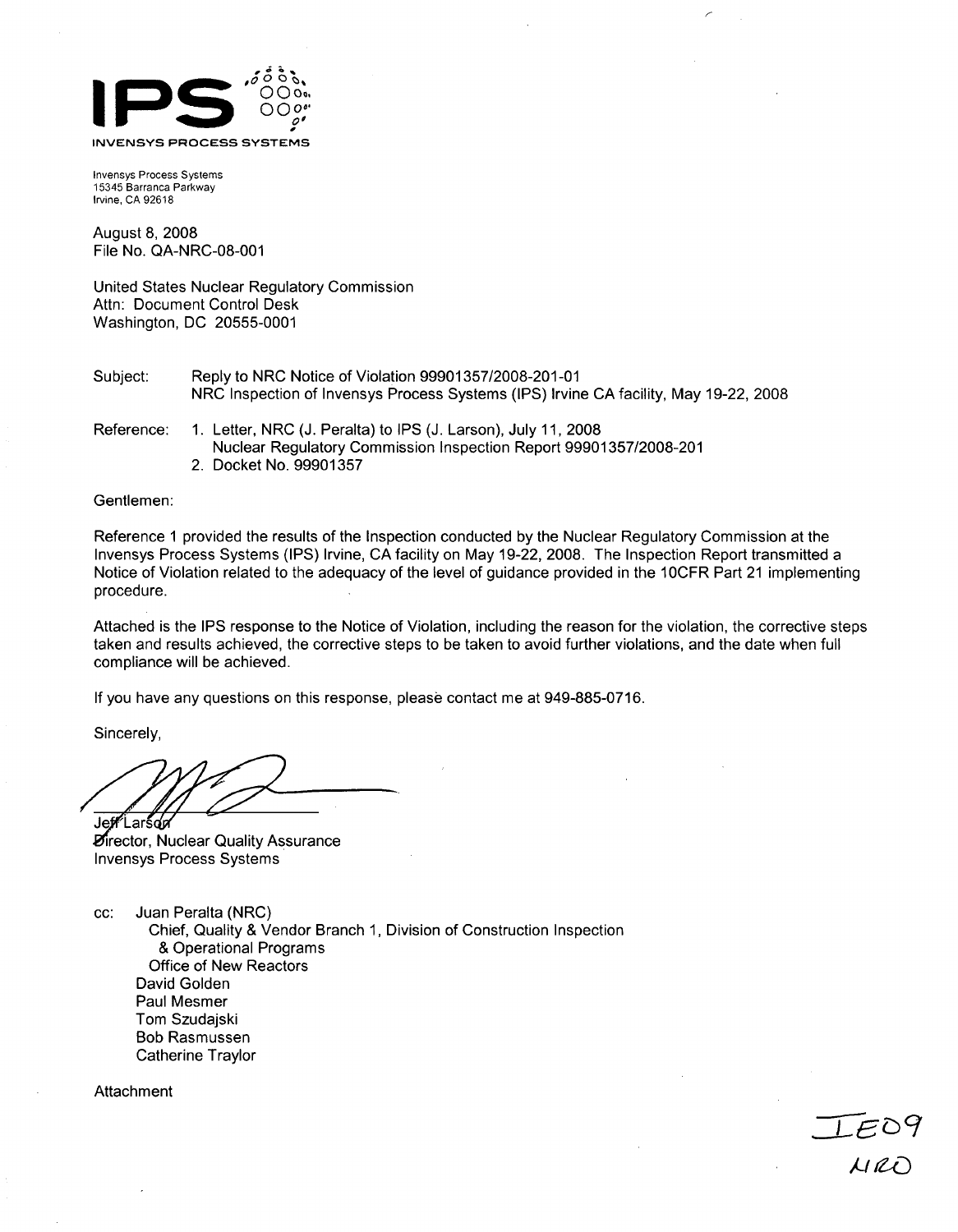IPS

INVENSYS PROCESS SYSTEMS

Invensys Process Systems
15345 Barranca Parkway
Irvine, CA 92618

August 8, 2008
File No. QA-NRC-08-001

United States Nuclear Regulatory Commission
Attn: Document Control Desk
Washington, DC 20555-0001

Subject: Reply to NRC Notice of Violation 99901357/2008-201-01
NRC Inspection of Invensys Process Systems (IPS) Irvine CA facility, May 19-22, 2008

Reference:
1. Letter, NRC (J. Peralta) to IPS (J. Larson), July 11, 2008
   Nuclear Regulatory Commission Inspection Report 99901357/2008-201
2. Docket No. 99901357

Gentlemen:

Reference 1 provided the results of the Inspection conducted by the Nuclear Regulatory Commission at the Invensys Process Systems (IPS) Irvine, CA facility on May 19-22, 2008. The Inspection Report transmitted a Notice of Violation related to the adequacy of the level of guidance provided in the 10CFR Part 21 implementing procedure.

Attached is the IPS response to the Notice of Violation, including the reason for the violation, the corrective steps taken and results achieved, the corrective steps to be taken to avoid further violations, and the date when full compliance will be achieved.

If you have any questions on this response, please contact me at 949-885-0716.

Sincerely,

Jeff Larson
Director, Nuclear Quality Assurance
Invensys Process Systems

cc: Juan Peralta (NRC)
Chief, Quality & Vendor Branch 1, Division of Construction Inspection & Operational Programs
Office of New Reactors
David Golden
Paul Mesmer
Tom Szudajski
Bob Rasmussen
Catherine Traylor

Attachment

IE09
NRO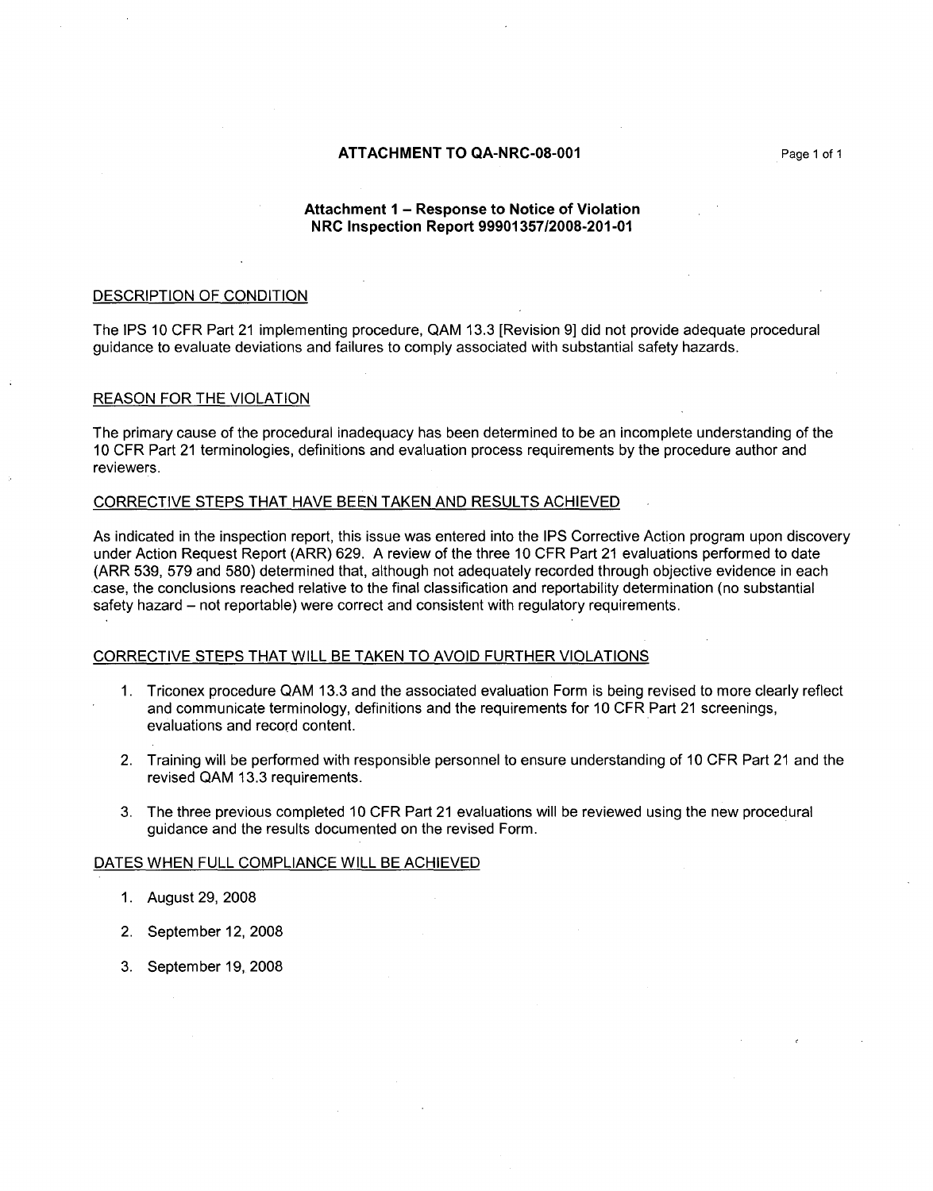**ATTACHMENT TO QA-NRC-08-001**

**Attachment 1 – Response to Notice of Violation**
**NRC Inspection Report 99901357/2008-201-01**

DESCRIPTION OF CONDITION

The IPS 10 CFR Part 21 implementing procedure, QAM 13.3 [Revision 9] did not provide adequate procedural guidance to evaluate deviations and failures to comply associated with substantial safety hazards.

REASON FOR THE VIOLATION

The primary cause of the procedural inadequacy has been determined to be an incomplete understanding of the 10 CFR Part 21 terminologies, definitions and evaluation process requirements by the procedure author and reviewers.

CORRECTIVE STEPS THAT HAVE BEEN TAKEN AND RESULTS ACHIEVED

As indicated in the inspection report, this issue was entered into the IPS Corrective Action program upon discovery under Action Request Report (ARR) 629. A review of the three 10 CFR Part 21 evaluations performed to date (ARR 539, 579 and 580) determined that, although not adequately recorded through objective evidence in each case, the conclusions reached relative to the final classification and reportability determination (no substantial safety hazard – not reportable) were correct and consistent with regulatory requirements.

CORRECTIVE STEPS THAT WILL BE TAKEN TO AVOID FURTHER VIOLATIONS

1. Triconex procedure QAM 13.3 and the associated evaluation Form is being revised to more clearly reflect and communicate terminology, definitions and the requirements for 10 CFR Part 21 screenings, evaluations and record content.
2. Training will be performed with responsible personnel to ensure understanding of 10 CFR Part 21 and the revised QAM 13.3 requirements.
3. The three previous completed 10 CFR Part 21 evaluations will be reviewed using the new procedural guidance and the results documented on the revised Form.

DATES WHEN FULL COMPLIANCE WILL BE ACHIEVED

1. August 29, 2008
2. September 12, 2008
3. September 19, 2008